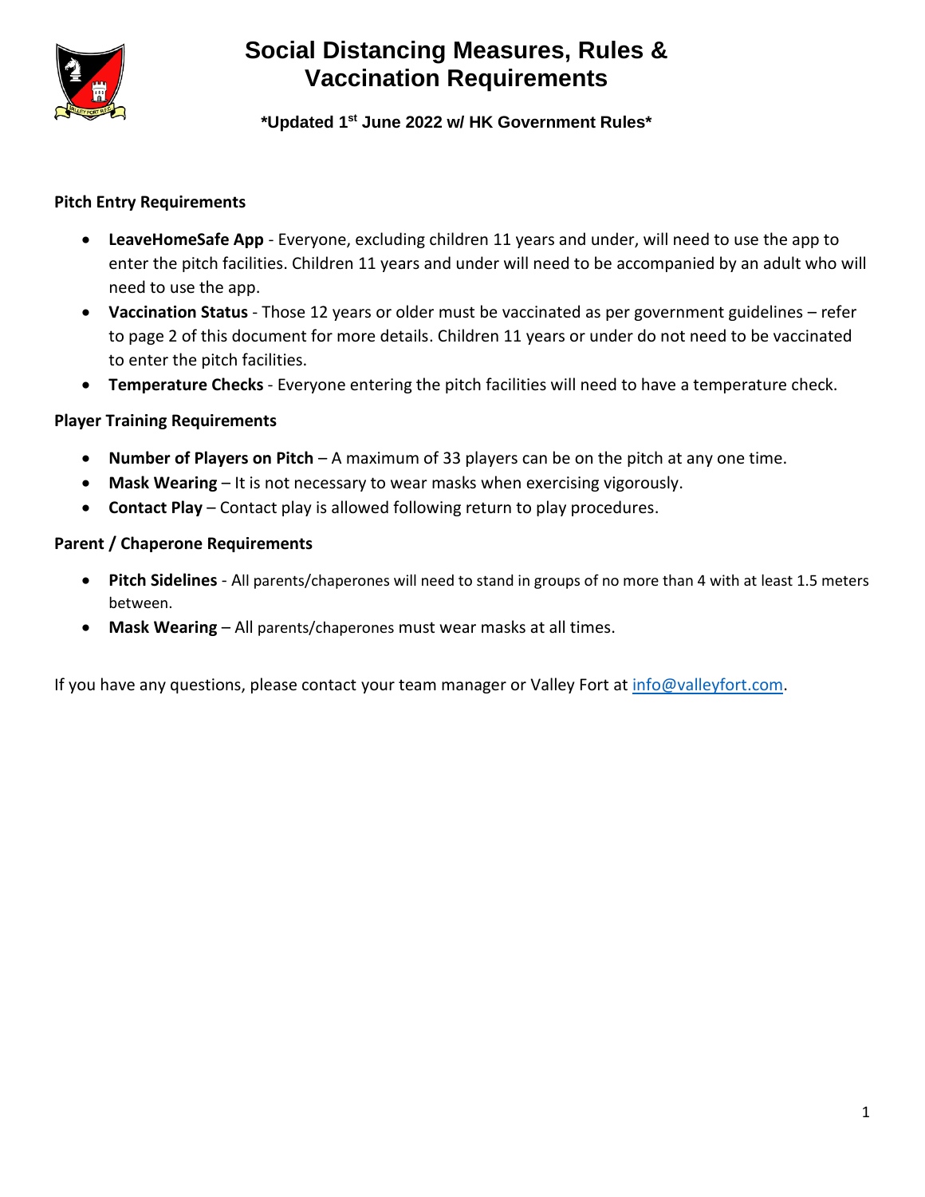# Social Distancing Measures, Rules & Vaccination Requirements

**\*Updated 1st June 2022 w/ HK Government Rules\***

**Pitch Entry Requirements**

- **LeaveHomeSafe App** - Everyone, excluding children 11 years and under, will need to use the app to enter the pitch facilities. Children 11 years and under will need to be accompanied by an adult who will need to use the app.
- **Vaccination Status** - Those 12 years or older must be vaccinated as per government guidelines – refer to page 2 of this document for more details. Children 11 years or under do not need to be vaccinated to enter the pitch facilities.
- **Temperature Checks** - Everyone entering the pitch facilities will need to have a temperature check.

**Player Training Requirements**

- **Number of Players on Pitch** – A maximum of 33 players can be on the pitch at any one time.
- **Mask Wearing** – It is not necessary to wear masks when exercising vigorously.
- **Contact Play** – Contact play is allowed following return to play procedures.

**Parent / Chaperone Requirements**

- **Pitch Sidelines** - All parents/chaperones will need to stand in groups of no more than 4 with at least 1.5 meters between.
- **Mask Wearing** – All parents/chaperones must wear masks at all times.

If you have any questions, please contact your team manager or Valley Fort at info@valleyfort.com.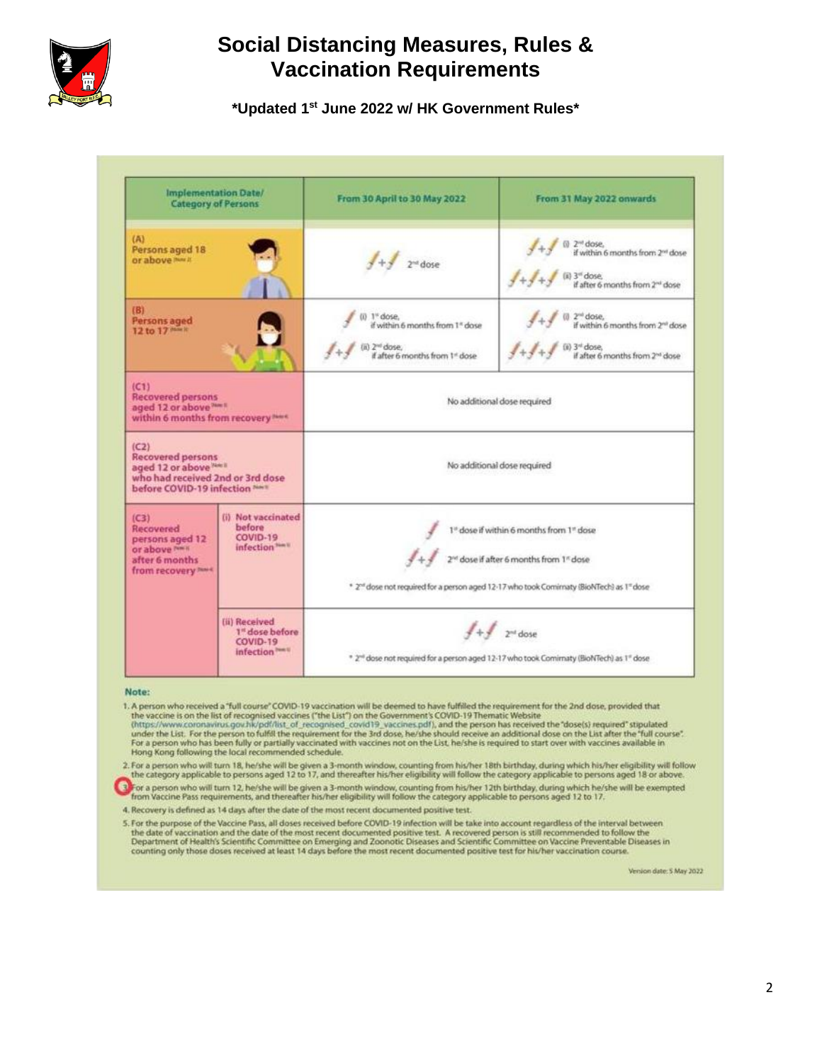# Social Distancing Measures, Rules & Vaccination Requirements

**\*Updated 1st June 2022 w/ HK Government Rules\***

| Implementation Date/ Category of Persons | | From 30 April to 30 May 2022 | From 31 May 2022 onwards |
|---|---|---|---|
| (A) Persons aged 18 or above (Note 2) | | 2nd dose | (i) 2nd dose, if within 6 months from 2nd dose<br>(ii) 3rd dose, if after 6 months from 2nd dose |
| (B) Persons aged 12 to 17 (Note 3) | | (i) 1st dose, if within 6 months from 1st dose<br>(ii) 2nd dose, if after 6 months from 1st dose | (i) 2nd dose, if within 6 months from 2nd dose<br>(ii) 3rd dose, if after 6 months from 2nd dose |
| (C1) Recovered persons aged 12 or above (Note 3) within 6 months from recovery (Note 4) | | No additional dose required | |
| (C2) Recovered persons aged 12 or above (Note 3) who had received 2nd or 3rd dose before COVID-19 infection (Note 5) | | No additional dose required | |
| (C3) Recovered persons aged 12 or above (Note 3) after 6 months from recovery (Note 4) | (i) Not vaccinated before COVID-19 infection (Note 5) | 1st dose if within 6 months from 1st dose<br>2nd dose if after 6 months from 1st dose<br>\* 2nd dose not required for a person aged 12-17 who took Comirnaty (BioNTech) as 1st dose | |
| | (ii) Received 1st dose before COVID-19 infection (Note 5) | 2nd dose<br>\* 2nd dose not required for a person aged 12-17 who took Comirnaty (BioNTech) as 1st dose | |

**Note:**

1. A person who received a "full course" COVID-19 vaccination will be deemed to have fulfilled the requirement for the 2nd dose, provided that the vaccine is on the list of recognised vaccines ("the List") on the Government's COVID-19 Thematic Website (https://www.coronavirus.gov.hk/pdf/list_of_recognised_covid19_vaccines.pdf), and the person has received the "dose(s) required" stipulated under the List. For the person to fulfill the requirement for the 3rd dose, he/she should receive an additional dose on the List after the "full course". For a person who has been fully or partially vaccinated with vaccines not on the List, he/she is required to start over with vaccines available in Hong Kong following the local recommended schedule.
2. For a person who will turn 18, he/she will be given a 3-month window, counting from his/her 18th birthday, during which his/her eligibility will follow the category applicable to persons aged 12 to 17, and thereafter his/her eligibility will follow the category applicable to persons aged 18 or above.
3. For a person who will turn 12, he/she will be given a 3-month window, counting from his/her 12th birthday, during which he/she will be exempted from Vaccine Pass requirements, and thereafter his/her eligibility will follow the category applicable to persons aged 12 to 17.
4. Recovery is defined as 14 days after the date of the most recent documented positive test.
5. For the purpose of the Vaccine Pass, all doses received before COVID-19 infection will be take into account regardless of the interval between the date of vaccination and the date of the most recent documented positive test. A recovered person is still recommended to follow the Department of Health's Scientific Committee on Emerging and Zoonotic Diseases and Scientific Committee on Vaccine Preventable Diseases in counting only those doses received at least 14 days before the most recent documented positive test for his/her vaccination course.

Version date: 5 May 2022